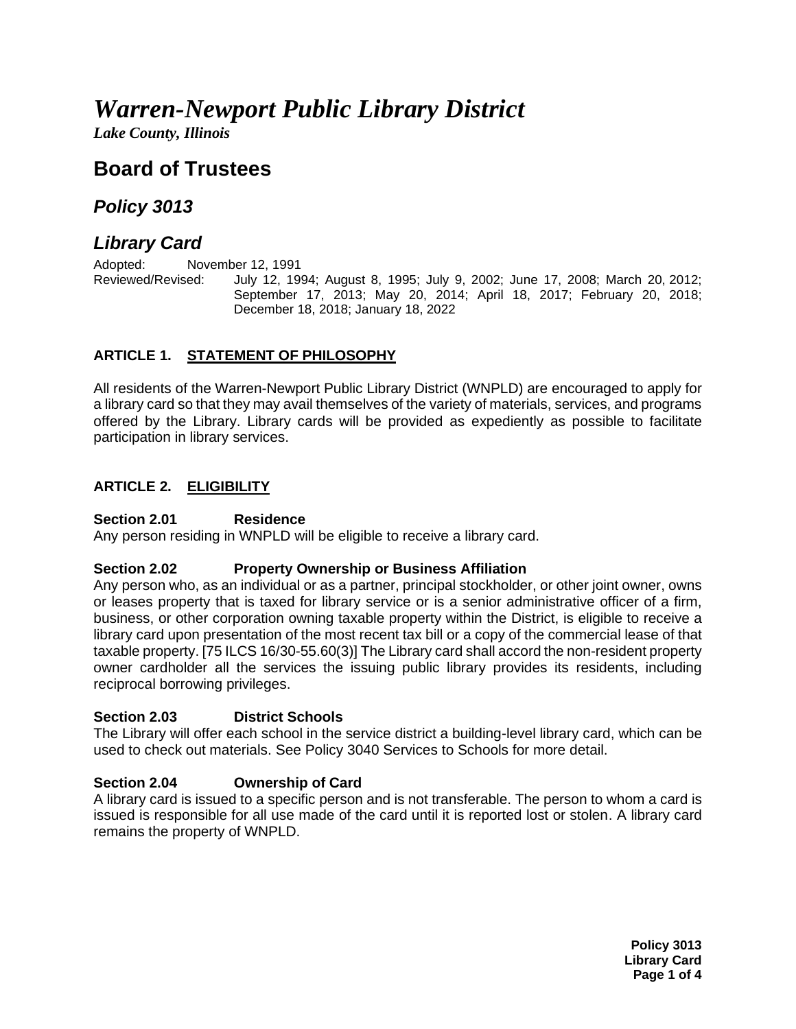# *Warren-Newport Public Library District*

***Lake County, Illinois***

## Board of Trustees

## *Policy 3013*

## *Library Card*

Adopted: November 12, 1991

Reviewed/Revised: July 12, 1994; August 8, 1995; July 9, 2002; June 17, 2008; March 20, 2012; September 17, 2013; May 20, 2014; April 18, 2017; February 20, 2018; December 18, 2018; January 18, 2022

### ARTICLE 1. STATEMENT OF PHILOSOPHY

All residents of the Warren-Newport Public Library District (WNPLD) are encouraged to apply for a library card so that they may avail themselves of the variety of materials, services, and programs offered by the Library. Library cards will be provided as expediently as possible to facilitate participation in library services.

### ARTICLE 2. ELIGIBILITY

**Section 2.01 Residence**

Any person residing in WNPLD will be eligible to receive a library card.

**Section 2.02 Property Ownership or Business Affiliation**

Any person who, as an individual or as a partner, principal stockholder, or other joint owner, owns or leases property that is taxed for library service or is a senior administrative officer of a firm, business, or other corporation owning taxable property within the District, is eligible to receive a library card upon presentation of the most recent tax bill or a copy of the commercial lease of that taxable property. [75 ILCS 16/30-55.60(3)] The Library card shall accord the non-resident property owner cardholder all the services the issuing public library provides its residents, including reciprocal borrowing privileges.

**Section 2.03 District Schools**

The Library will offer each school in the service district a building-level library card, which can be used to check out materials. See Policy 3040 Services to Schools for more detail.

**Section 2.04 Ownership of Card**

A library card is issued to a specific person and is not transferable. The person to whom a card is issued is responsible for all use made of the card until it is reported lost or stolen. A library card remains the property of WNPLD.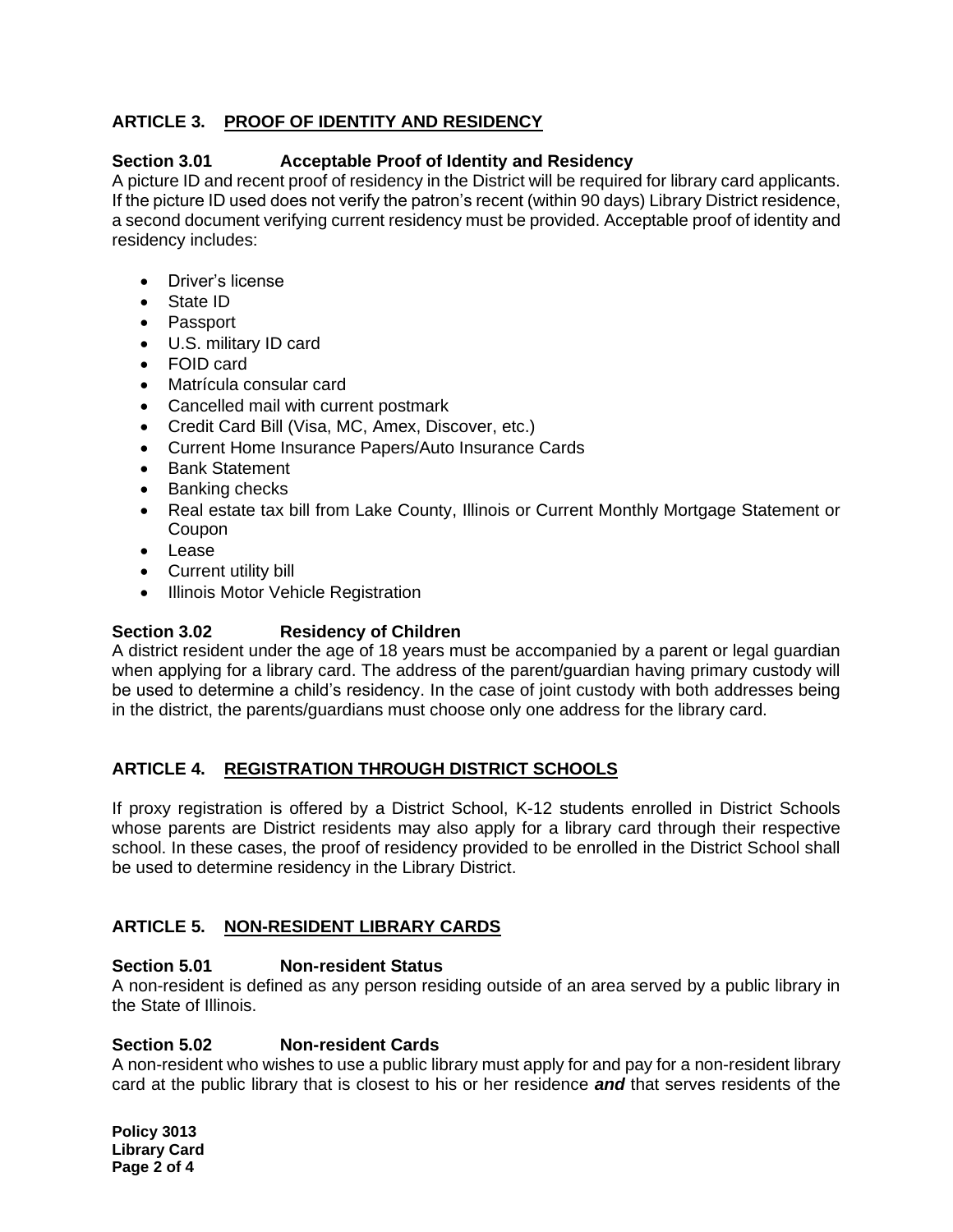## ARTICLE 3. PROOF OF IDENTITY AND RESIDENCY

### Section 3.01 Acceptable Proof of Identity and Residency

A picture ID and recent proof of residency in the District will be required for library card applicants. If the picture ID used does not verify the patron's recent (within 90 days) Library District residence, a second document verifying current residency must be provided. Acceptable proof of identity and residency includes:

- Driver's license
- State ID
- Passport
- U.S. military ID card
- FOID card
- Matrícula consular card
- Cancelled mail with current postmark
- Credit Card Bill (Visa, MC, Amex, Discover, etc.)
- Current Home Insurance Papers/Auto Insurance Cards
- Bank Statement
- Banking checks
- Real estate tax bill from Lake County, Illinois or Current Monthly Mortgage Statement or Coupon
- Lease
- Current utility bill
- Illinois Motor Vehicle Registration

### Section 3.02 Residency of Children

A district resident under the age of 18 years must be accompanied by a parent or legal guardian when applying for a library card. The address of the parent/guardian having primary custody will be used to determine a child's residency. In the case of joint custody with both addresses being in the district, the parents/guardians must choose only one address for the library card.

## ARTICLE 4. REGISTRATION THROUGH DISTRICT SCHOOLS

If proxy registration is offered by a District School, K-12 students enrolled in District Schools whose parents are District residents may also apply for a library card through their respective school. In these cases, the proof of residency provided to be enrolled in the District School shall be used to determine residency in the Library District.

## ARTICLE 5. NON-RESIDENT LIBRARY CARDS

### Section 5.01 Non-resident Status

A non-resident is defined as any person residing outside of an area served by a public library in the State of Illinois.

### Section 5.02 Non-resident Cards

A non-resident who wishes to use a public library must apply for and pay for a non-resident library card at the public library that is closest to his or her residence ***and*** that serves residents of the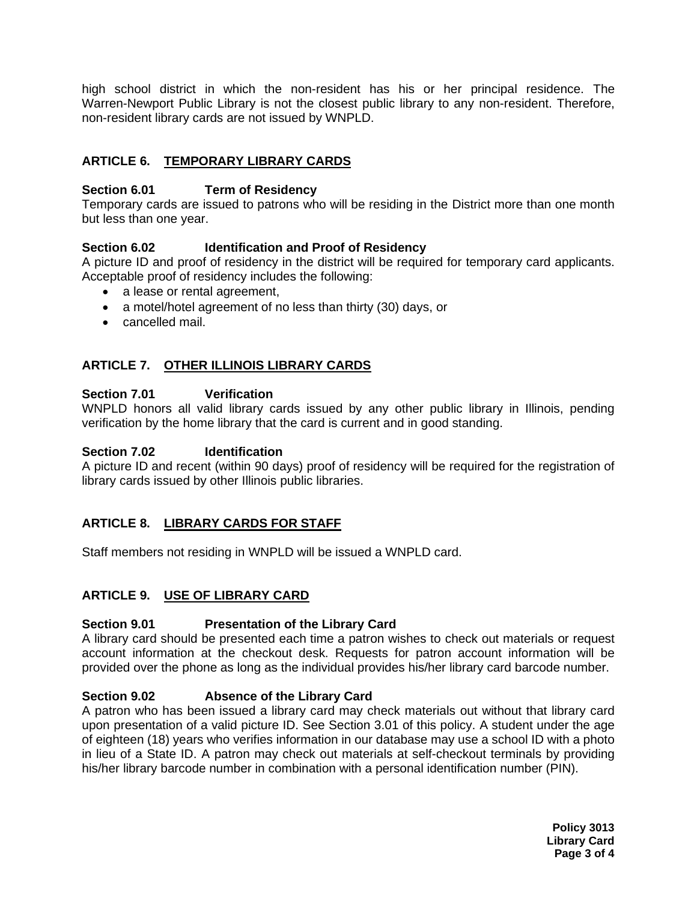high school district in which the non-resident has his or her principal residence. The Warren-Newport Public Library is not the closest public library to any non-resident. Therefore, non-resident library cards are not issued by WNPLD.

## ARTICLE 6. TEMPORARY LIBRARY CARDS

### Section 6.01 Term of Residency

Temporary cards are issued to patrons who will be residing in the District more than one month but less than one year.

### Section 6.02 Identification and Proof of Residency

A picture ID and proof of residency in the district will be required for temporary card applicants. Acceptable proof of residency includes the following:

- a lease or rental agreement,
- a motel/hotel agreement of no less than thirty (30) days, or
- cancelled mail.

## ARTICLE 7. OTHER ILLINOIS LIBRARY CARDS

### Section 7.01 Verification

WNPLD honors all valid library cards issued by any other public library in Illinois, pending verification by the home library that the card is current and in good standing.

### Section 7.02 Identification

A picture ID and recent (within 90 days) proof of residency will be required for the registration of library cards issued by other Illinois public libraries.

## ARTICLE 8. LIBRARY CARDS FOR STAFF

Staff members not residing in WNPLD will be issued a WNPLD card.

## ARTICLE 9. USE OF LIBRARY CARD

### Section 9.01 Presentation of the Library Card

A library card should be presented each time a patron wishes to check out materials or request account information at the checkout desk. Requests for patron account information will be provided over the phone as long as the individual provides his/her library card barcode number.

### Section 9.02 Absence of the Library Card

A patron who has been issued a library card may check materials out without that library card upon presentation of a valid picture ID. See Section 3.01 of this policy. A student under the age of eighteen (18) years who verifies information in our database may use a school ID with a photo in lieu of a State ID. A patron may check out materials at self-checkout terminals by providing his/her library barcode number in combination with a personal identification number (PIN).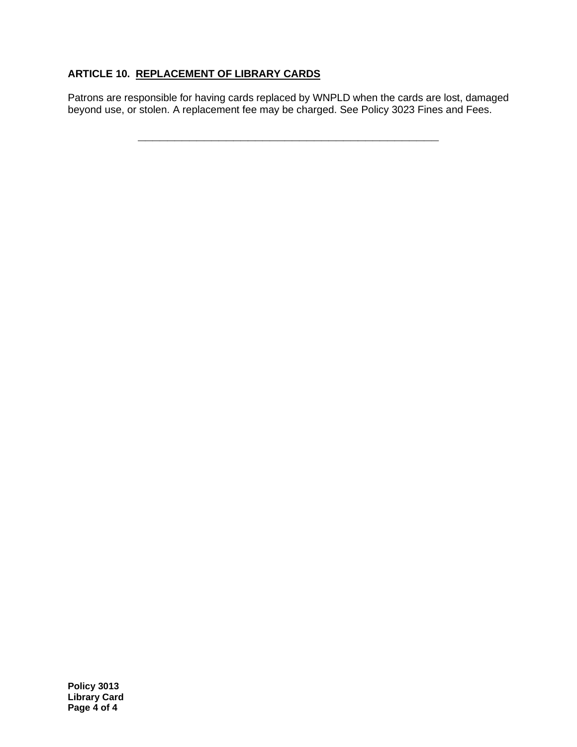**ARTICLE 10. REPLACEMENT OF LIBRARY CARDS**

Patrons are responsible for having cards replaced by WNPLD when the cards are lost, damaged beyond use, or stolen. A replacement fee may be charged. See Policy 3023 Fines and Fees.

---